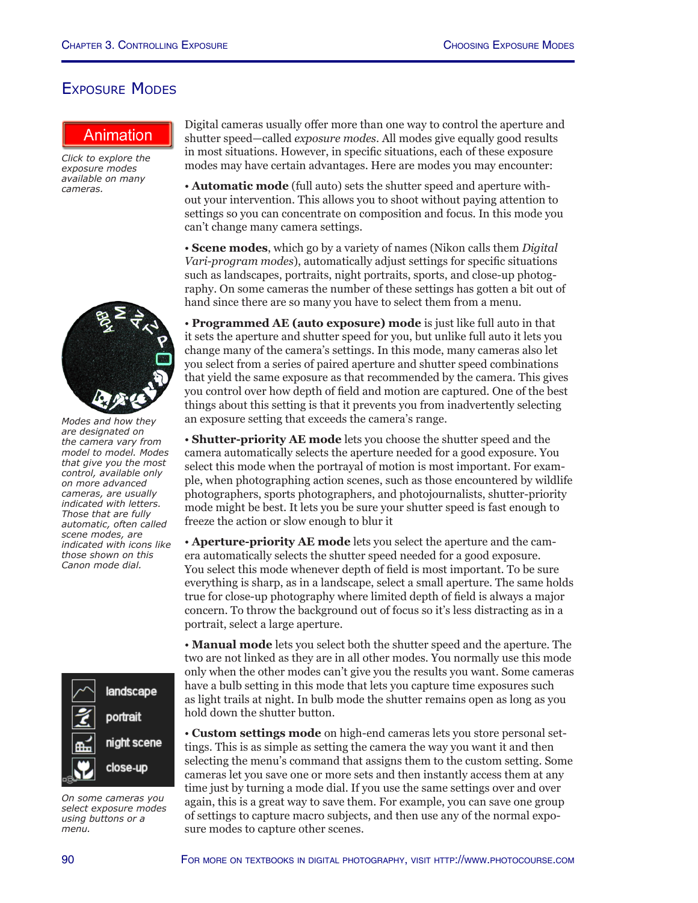# Exposure Modes

Animation

*Click to explore the exposure modes available on many cameras.*

Digital cameras usually offer more than one way to control the aperture and shutter speed—called *exposure modes*. All modes give equally good results in most situations. However, in specific situations, each of these exposure modes may have certain advantages. Here are modes you may encounter:

- **Automatic mode** (full auto) sets the shutter speed and aperture without your intervention. This allows you to shoot without paying attention to settings so you can concentrate on composition and focus. In this mode you can't change many camera settings.

- **Scene modes**, which go by a variety of names (Nikon calls them *Digital Vari-program modes*), automatically adjust settings for specific situations such as landscapes, portraits, night portraits, sports, and close-up photography. On some cameras the number of these settings has gotten a bit out of hand since there are so many you have to select them from a menu.

- **Programmed AE (auto exposure) mode** is just like full auto in that it sets the aperture and shutter speed for you, but unlike full auto it lets you change many of the camera's settings. In this mode, many cameras also let you select from a series of paired aperture and shutter speed combinations that yield the same exposure as that recommended by the camera. This gives you control over how depth of field and motion are captured. One of the best things about this setting is that it prevents you from inadvertently selecting an exposure setting that exceeds the camera's range.

*Modes and how they are designated on the camera vary from model to model. Modes that give you the most control, available only on more advanced cameras, are usually indicated with letters. Those that are fully automatic, often called scene modes, are indicated with icons like those shown on this Canon mode dial.*

- **Shutter-priority AE mode** lets you choose the shutter speed and the camera automatically selects the aperture needed for a good exposure. You select this mode when the portrayal of motion is most important. For example, when photographing action scenes, such as those encountered by wildlife photographers, sports photographers, and photojournalists, shutter-priority mode might be best. It lets you be sure your shutter speed is fast enough to freeze the action or slow enough to blur it

- **Aperture-priority AE mode** lets you select the aperture and the camera automatically selects the shutter speed needed for a good exposure. You select this mode whenever depth of field is most important. To be sure everything is sharp, as in a landscape, select a small aperture. The same holds true for close-up photography where limited depth of field is always a major concern. To throw the background out of focus so it's less distracting as in a portrait, select a large aperture.

- **Manual mode** lets you select both the shutter speed and the aperture. The two are not linked as they are in all other modes. You normally use this mode only when the other modes can't give you the results you want. Some cameras have a bulb setting in this mode that lets you capture time exposures such as light trails at night. In bulb mode the shutter remains open as long as you hold down the shutter button.

- **Custom settings mode** on high-end cameras lets you store personal settings. This is as simple as setting the camera the way you want it and then selecting the menu's command that assigns them to the custom setting. Some cameras let you save one or more sets and then instantly access them at any time just by turning a mode dial. If you use the same settings over and over again, this is a great way to save them. For example, you can save one group of settings to capture macro subjects, and then use any of the normal exposure modes to capture other scenes.

*On some cameras you select exposure modes using buttons or a menu.*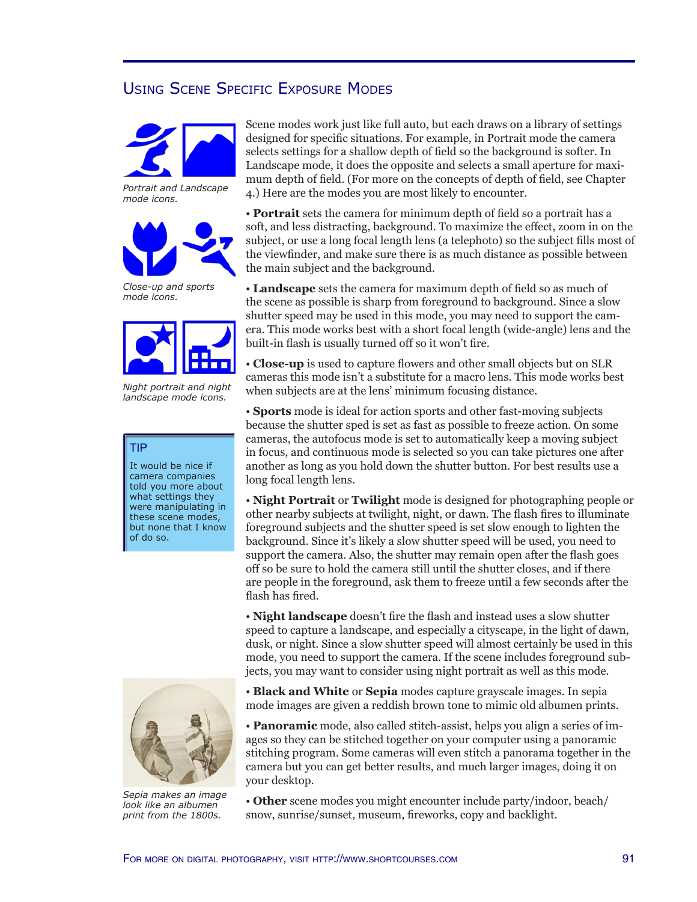## Using Scene Specific Exposure Modes

Portrait and Landscape mode icons.

Close-up and sports mode icons.

Night portrait and night landscape mode icons.

> **TIP**
>
> It would be nice if camera companies told you more about what settings they were manipulating in these scene modes, but none that I know of do so.

Sepia makes an image look like an albumen print from the 1800s.

Scene modes work just like full auto, but each draws on a library of settings designed for specific situations. For example, in Portrait mode the camera selects settings for a shallow depth of field so the background is softer. In Landscape mode, it does the opposite and selects a small aperture for maximum depth of field. (For more on the concepts of depth of field, see Chapter 4.) Here are the modes you are most likely to encounter.

- **Portrait** sets the camera for minimum depth of field so a portrait has a soft, and less distracting, background. To maximize the effect, zoom in on the subject, or use a long focal length lens (a telephoto) so the subject fills most of the viewfinder, and make sure there is as much distance as possible between the main subject and the background.
- **Landscape** sets the camera for maximum depth of field so as much of the scene as possible is sharp from foreground to background. Since a slow shutter speed may be used in this mode, you may need to support the camera. This mode works best with a short focal length (wide-angle) lens and the built-in flash is usually turned off so it won't fire.
- **Close-up** is used to capture flowers and other small objects but on SLR cameras this mode isn't a substitute for a macro lens. This mode works best when subjects are at the lens' minimum focusing distance.
- **Sports** mode is ideal for action sports and other fast-moving subjects because the shutter sped is set as fast as possible to freeze action. On some cameras, the autofocus mode is set to automatically keep a moving subject in focus, and continuous mode is selected so you can take pictures one after another as long as you hold down the shutter button. For best results use a long focal length lens.
- **Night Portrait** or **Twilight** mode is designed for photographing people or other nearby subjects at twilight, night, or dawn. The flash fires to illuminate foreground subjects and the shutter speed is set slow enough to lighten the background. Since it's likely a slow shutter speed will be used, you need to support the camera. Also, the shutter may remain open after the flash goes off so be sure to hold the camera still until the shutter closes, and if there are people in the foreground, ask them to freeze until a few seconds after the flash has fired.
- **Night landscape** doesn't fire the flash and instead uses a slow shutter speed to capture a landscape, and especially a cityscape, in the light of dawn, dusk, or night. Since a slow shutter speed will almost certainly be used in this mode, you need to support the camera. If the scene includes foreground subjects, you may want to consider using night portrait as well as this mode.
- **Black and White** or **Sepia** modes capture grayscale images. In sepia mode images are given a reddish brown tone to mimic old albumen prints.
- **Panoramic** mode, also called stitch-assist, helps you align a series of images so they can be stitched together on your computer using a panoramic stitching program. Some cameras will even stitch a panorama together in the camera but you can get better results, and much larger images, doing it on your desktop.
- **Other** scene modes you might encounter include party/indoor, beach/snow, sunrise/sunset, museum, fireworks, copy and backlight.